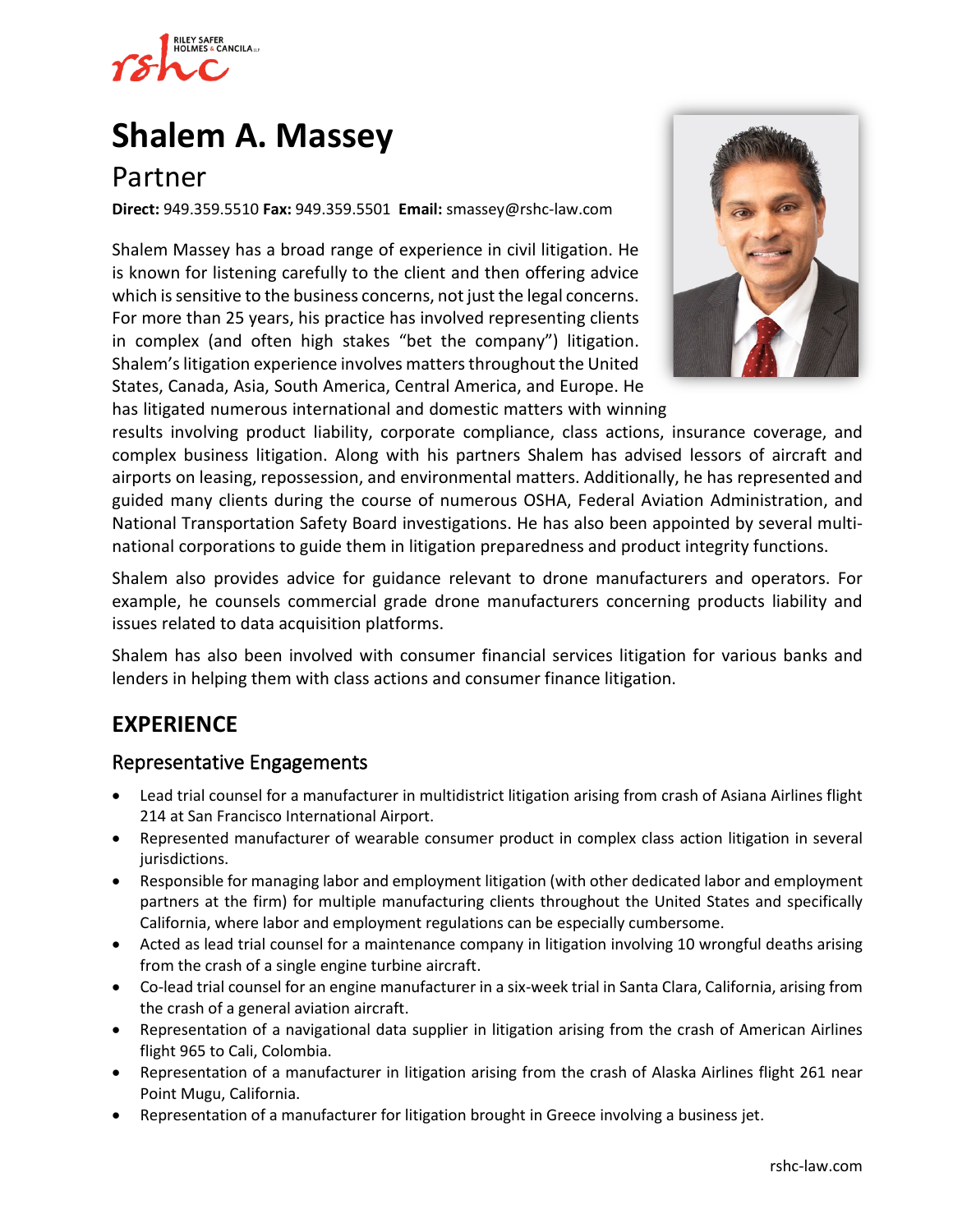# Shalem A. Massey

## Partner

**Direct:** 949.359.5510 **Fax:** 949.359.5501 **Email:** smassey@rshc-law.com

Shalem Massey has a broad range of experience in civil litigation. He is known for listening carefully to the client and then offering advice which is sensitive to the business concerns, not just the legal concerns. For more than 25 years, his practice has involved representing clients in complex (and often high stakes "bet the company") litigation. Shalem's litigation experience involves matters throughout the United States, Canada, Asia, South America, Central America, and Europe. He has litigated numerous international and domestic matters with winning results involving product liability, corporate compliance, class actions, insurance coverage, and complex business litigation. Along with his partners Shalem has advised lessors of aircraft and airports on leasing, repossession, and environmental matters. Additionally, he has represented and guided many clients during the course of numerous OSHA, Federal Aviation Administration, and National Transportation Safety Board investigations. He has also been appointed by several multi-national corporations to guide them in litigation preparedness and product integrity functions.

Shalem also provides advice for guidance relevant to drone manufacturers and operators. For example, he counsels commercial grade drone manufacturers concerning products liability and issues related to data acquisition platforms.

Shalem has also been involved with consumer financial services litigation for various banks and lenders in helping them with class actions and consumer finance litigation.

## EXPERIENCE

### Representative Engagements

- Lead trial counsel for a manufacturer in multidistrict litigation arising from crash of Asiana Airlines flight 214 at San Francisco International Airport.
- Represented manufacturer of wearable consumer product in complex class action litigation in several jurisdictions.
- Responsible for managing labor and employment litigation (with other dedicated labor and employment partners at the firm) for multiple manufacturing clients throughout the United States and specifically California, where labor and employment regulations can be especially cumbersome.
- Acted as lead trial counsel for a maintenance company in litigation involving 10 wrongful deaths arising from the crash of a single engine turbine aircraft.
- Co-lead trial counsel for an engine manufacturer in a six-week trial in Santa Clara, California, arising from the crash of a general aviation aircraft.
- Representation of a navigational data supplier in litigation arising from the crash of American Airlines flight 965 to Cali, Colombia.
- Representation of a manufacturer in litigation arising from the crash of Alaska Airlines flight 261 near Point Mugu, California.
- Representation of a manufacturer for litigation brought in Greece involving a business jet.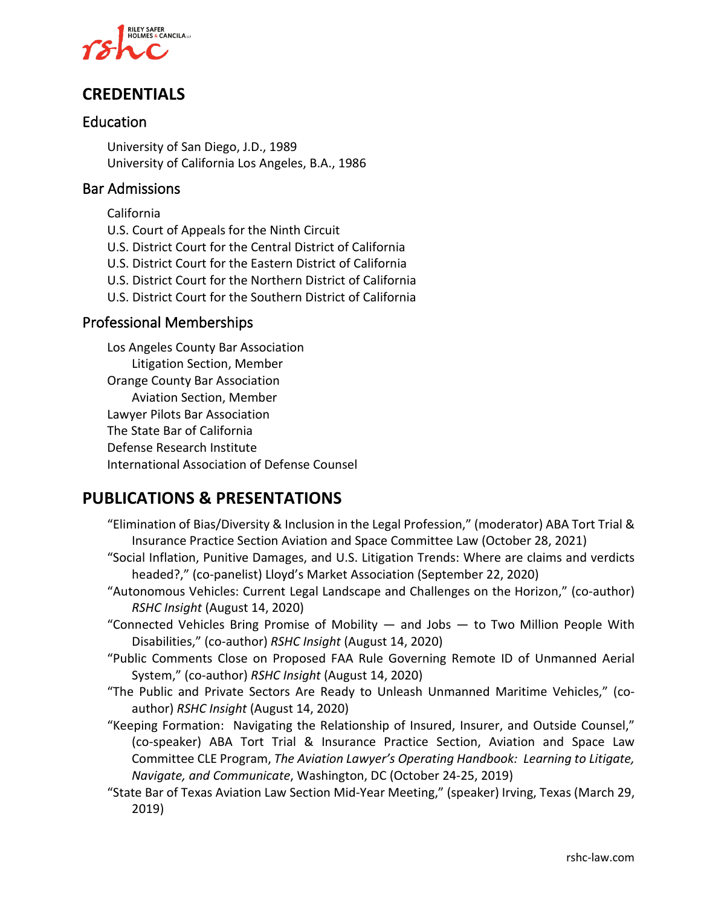## CREDENTIALS

### Education

University of San Diego, J.D., 1989
University of California Los Angeles, B.A., 1986

### Bar Admissions

California
U.S. Court of Appeals for the Ninth Circuit
U.S. District Court for the Central District of California
U.S. District Court for the Eastern District of California
U.S. District Court for the Northern District of California
U.S. District Court for the Southern District of California

### Professional Memberships

Los Angeles County Bar Association
    Litigation Section, Member
Orange County Bar Association
    Aviation Section, Member
Lawyer Pilots Bar Association
The State Bar of California
Defense Research Institute
International Association of Defense Counsel

## PUBLICATIONS & PRESENTATIONS

"Elimination of Bias/Diversity & Inclusion in the Legal Profession," (moderator) ABA Tort Trial & Insurance Practice Section Aviation and Space Committee Law (October 28, 2021)

"Social Inflation, Punitive Damages, and U.S. Litigation Trends: Where are claims and verdicts headed?," (co-panelist) Lloyd's Market Association (September 22, 2020)

"Autonomous Vehicles: Current Legal Landscape and Challenges on the Horizon," (co-author) *RSHC Insight* (August 14, 2020)

"Connected Vehicles Bring Promise of Mobility — and Jobs — to Two Million People With Disabilities," (co-author) *RSHC Insight* (August 14, 2020)

"Public Comments Close on Proposed FAA Rule Governing Remote ID of Unmanned Aerial System," (co-author) *RSHC Insight* (August 14, 2020)

"The Public and Private Sectors Are Ready to Unleash Unmanned Maritime Vehicles," (co-author) *RSHC Insight* (August 14, 2020)

"Keeping Formation: Navigating the Relationship of Insured, Insurer, and Outside Counsel," (co-speaker) ABA Tort Trial & Insurance Practice Section, Aviation and Space Law Committee CLE Program, *The Aviation Lawyer's Operating Handbook: Learning to Litigate, Navigate, and Communicate*, Washington, DC (October 24-25, 2019)

"State Bar of Texas Aviation Law Section Mid-Year Meeting," (speaker) Irving, Texas (March 29, 2019)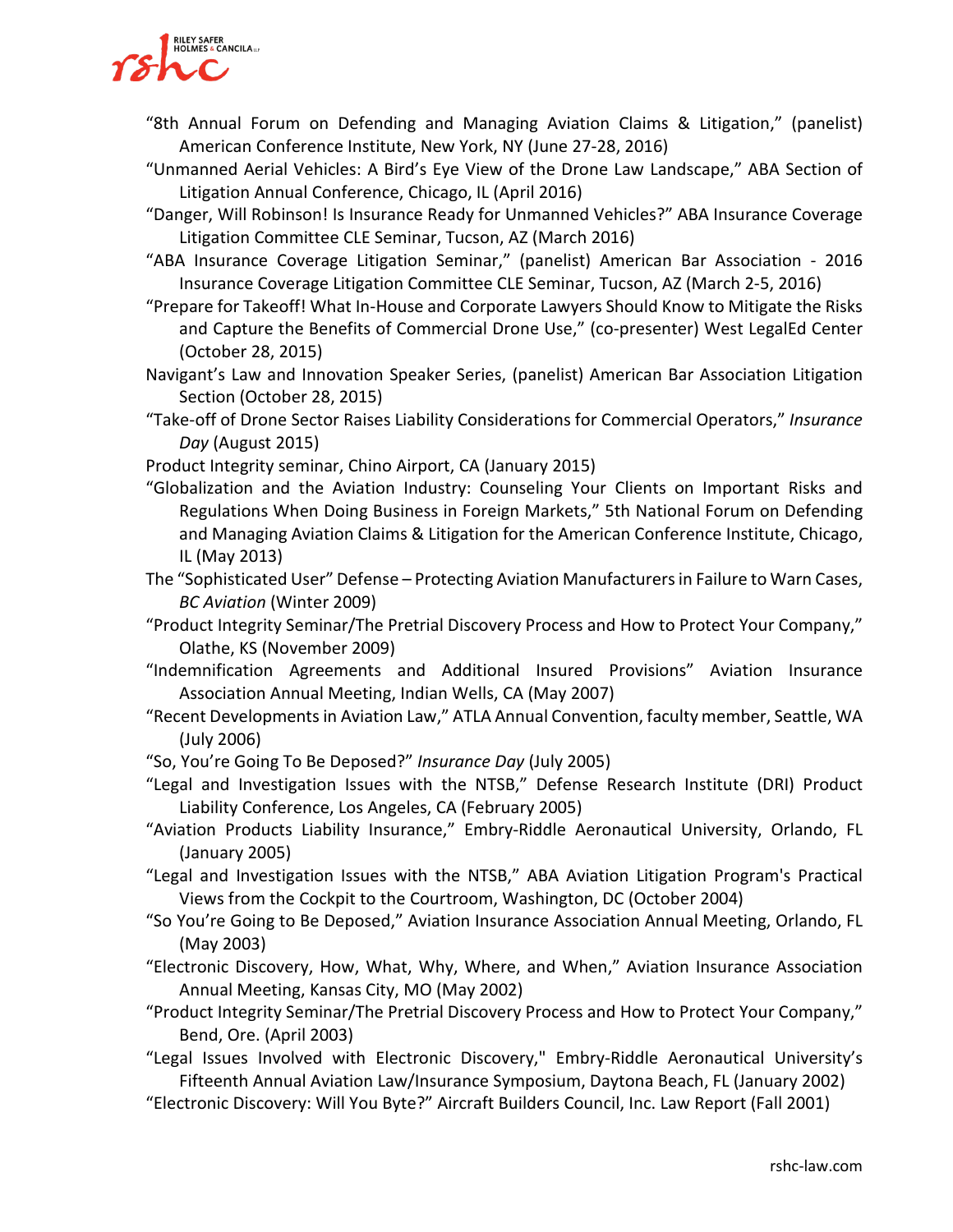"8th Annual Forum on Defending and Managing Aviation Claims & Litigation," (panelist) American Conference Institute, New York, NY (June 27-28, 2016)

"Unmanned Aerial Vehicles: A Bird's Eye View of the Drone Law Landscape," ABA Section of Litigation Annual Conference, Chicago, IL (April 2016)

"Danger, Will Robinson! Is Insurance Ready for Unmanned Vehicles?" ABA Insurance Coverage Litigation Committee CLE Seminar, Tucson, AZ (March 2016)

"ABA Insurance Coverage Litigation Seminar," (panelist) American Bar Association - 2016 Insurance Coverage Litigation Committee CLE Seminar, Tucson, AZ (March 2-5, 2016)

"Prepare for Takeoff! What In-House and Corporate Lawyers Should Know to Mitigate the Risks and Capture the Benefits of Commercial Drone Use," (co-presenter) West LegalEd Center (October 28, 2015)

Navigant's Law and Innovation Speaker Series, (panelist) American Bar Association Litigation Section (October 28, 2015)

"Take-off of Drone Sector Raises Liability Considerations for Commercial Operators," *Insurance Day* (August 2015)

Product Integrity seminar, Chino Airport, CA (January 2015)

"Globalization and the Aviation Industry: Counseling Your Clients on Important Risks and Regulations When Doing Business in Foreign Markets," 5th National Forum on Defending and Managing Aviation Claims & Litigation for the American Conference Institute, Chicago, IL (May 2013)

The "Sophisticated User" Defense – Protecting Aviation Manufacturers in Failure to Warn Cases, *BC Aviation* (Winter 2009)

"Product Integrity Seminar/The Pretrial Discovery Process and How to Protect Your Company," Olathe, KS (November 2009)

"Indemnification Agreements and Additional Insured Provisions" Aviation Insurance Association Annual Meeting, Indian Wells, CA (May 2007)

"Recent Developments in Aviation Law," ATLA Annual Convention, faculty member, Seattle, WA (July 2006)

"So, You're Going To Be Deposed?" *Insurance Day* (July 2005)

"Legal and Investigation Issues with the NTSB," Defense Research Institute (DRI) Product Liability Conference, Los Angeles, CA (February 2005)

"Aviation Products Liability Insurance," Embry-Riddle Aeronautical University, Orlando, FL (January 2005)

"Legal and Investigation Issues with the NTSB," ABA Aviation Litigation Program's Practical Views from the Cockpit to the Courtroom, Washington, DC (October 2004)

"So You're Going to Be Deposed," Aviation Insurance Association Annual Meeting, Orlando, FL (May 2003)

"Electronic Discovery, How, What, Why, Where, and When," Aviation Insurance Association Annual Meeting, Kansas City, MO (May 2002)

"Product Integrity Seminar/The Pretrial Discovery Process and How to Protect Your Company," Bend, Ore. (April 2003)

"Legal Issues Involved with Electronic Discovery," Embry-Riddle Aeronautical University's Fifteenth Annual Aviation Law/Insurance Symposium, Daytona Beach, FL (January 2002)

"Electronic Discovery: Will You Byte?" Aircraft Builders Council, Inc. Law Report (Fall 2001)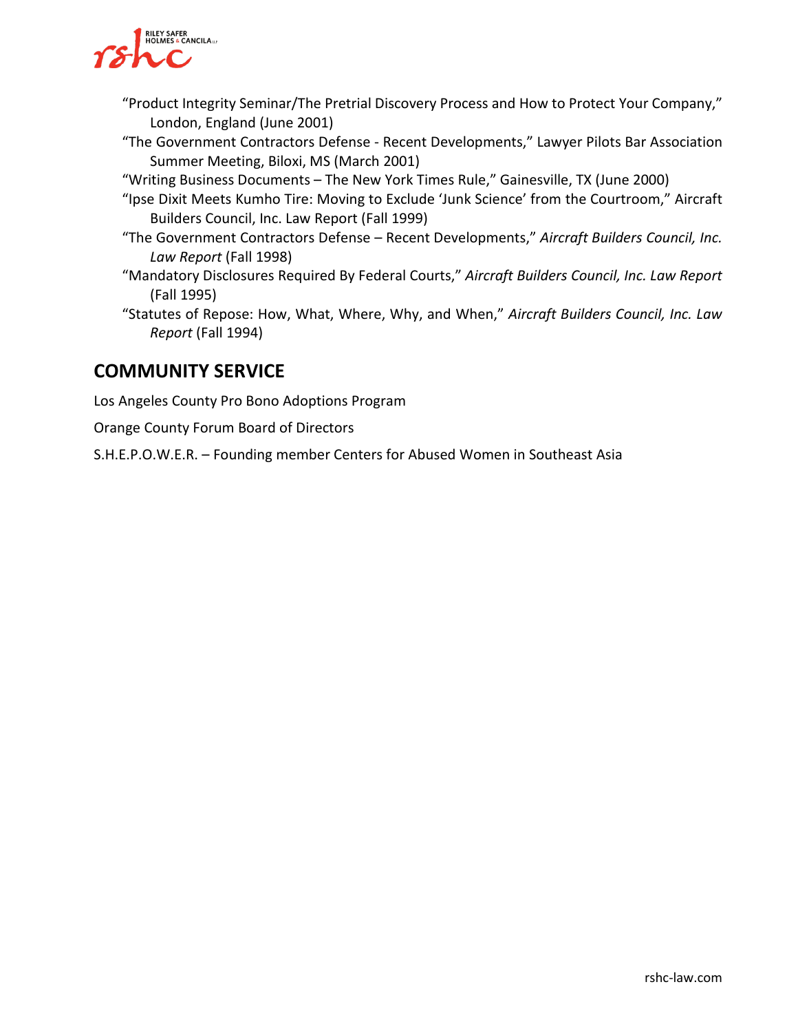"Product Integrity Seminar/The Pretrial Discovery Process and How to Protect Your Company," London, England (June 2001)

"The Government Contractors Defense - Recent Developments," Lawyer Pilots Bar Association Summer Meeting, Biloxi, MS (March 2001)

"Writing Business Documents – The New York Times Rule," Gainesville, TX (June 2000)

"Ipse Dixit Meets Kumho Tire: Moving to Exclude 'Junk Science' from the Courtroom," Aircraft Builders Council, Inc. Law Report (Fall 1999)

"The Government Contractors Defense – Recent Developments," *Aircraft Builders Council, Inc. Law Report* (Fall 1998)

"Mandatory Disclosures Required By Federal Courts," *Aircraft Builders Council, Inc. Law Report* (Fall 1995)

"Statutes of Repose: How, What, Where, Why, and When," *Aircraft Builders Council, Inc. Law Report* (Fall 1994)

## COMMUNITY SERVICE

Los Angeles County Pro Bono Adoptions Program

Orange County Forum Board of Directors

S.H.E.P.O.W.E.R. – Founding member Centers for Abused Women in Southeast Asia